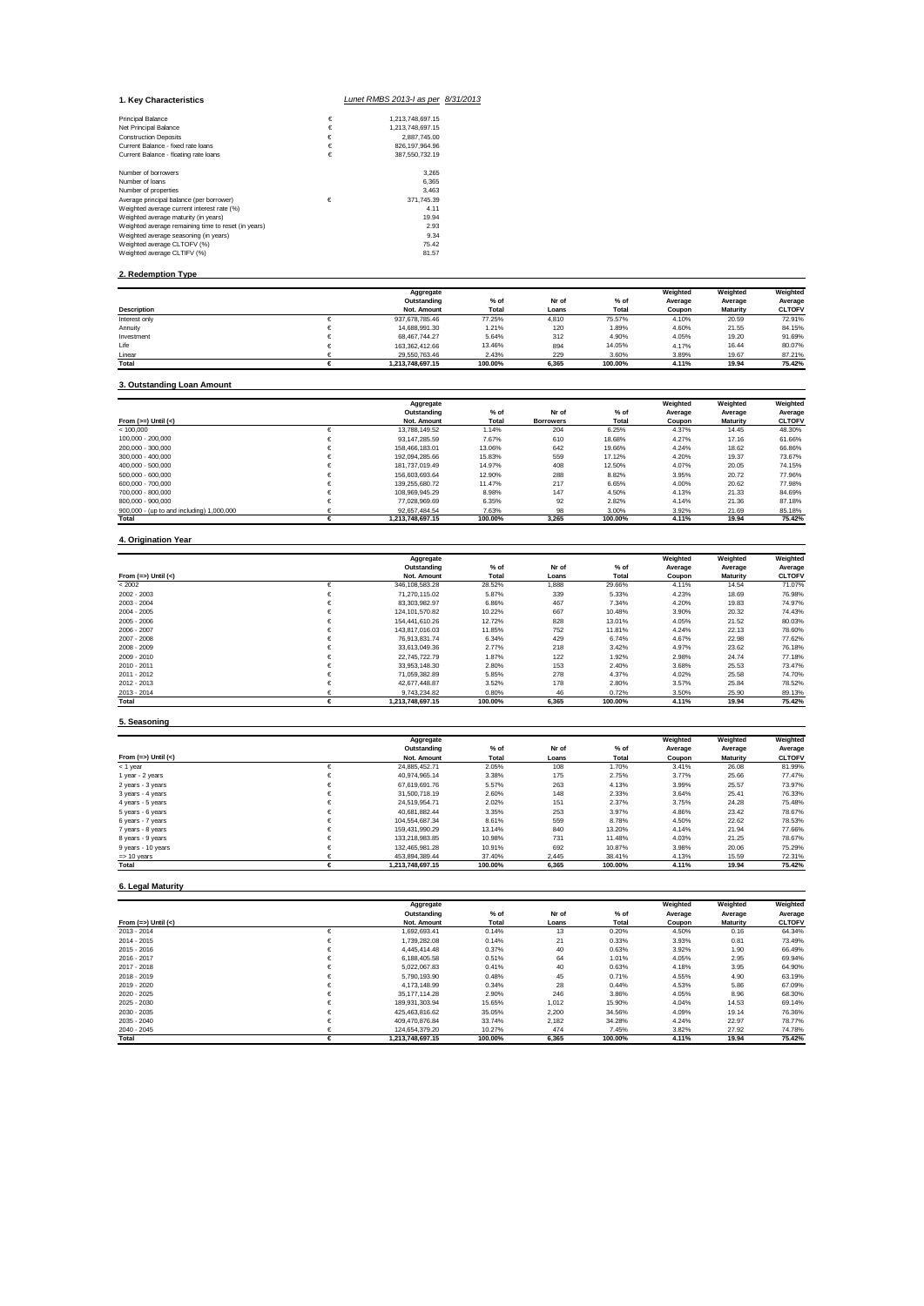## 1. Key Characteristics

*Lunet RMBS 2013-I as per 8/31/2013*

| | | |
|---|---|---|
| Principal Balance | € | 1,213,748,697.15 |
| Net Principal Balance | € | 1,213,748,697.15 |
| Construction Deposits | € | 2,887,745.00 |
| Current Balance - fixed rate loans | € | 826,197,964.96 |
| Current Balance - floating rate loans | € | 387,550,732.19 |
| | | |
| Number of borrowers | | 3,265 |
| Number of loans | | 6,365 |
| Number of properties | | 3,463 |
| Average principal balance (per borrower) | € | 371,745.39 |
| Weighted average current interest rate (%) | | 4.11 |
| Weighted average maturity (in years) | | 19.94 |
| Weighted average remaining time to reset (in years) | | 2.93 |
| Weighted average seasoning (in years) | | 9.34 |
| Weighted average CLTOFV (%) | | 75.42 |
| Weighted average CLTIFV (%) | | 81.57 |

## 2. Redemption Type

| Description | | Aggregate Outstanding Not. Amount | % of Total | Nr of Loans | % of Total | Weighted Average Coupon | Weighted Average Maturity | Weighted Average CLTOFV |
|---|---|---|---|---|---|---|---|---|
| Interest only | € | 937,678,785.46 | 77.25% | 4,810 | 75.57% | 4.10% | 20.59 | 72.91% |
| Annuity | € | 14,688,991.30 | 1.21% | 120 | 1.89% | 4.60% | 21.55 | 84.15% |
| Investment | € | 68,467,744.27 | 5.64% | 312 | 4.90% | 4.05% | 19.20 | 91.69% |
| Life | € | 163,362,412.66 | 13.46% | 894 | 14.05% | 4.17% | 16.44 | 80.07% |
| Linear | € | 29,550,763.46 | 2.43% | 229 | 3.60% | 3.89% | 19.67 | 87.21% |
| **Total** | **€** | **1,213,748,697.15** | **100.00%** | **6,365** | **100.00%** | **4.11%** | **19.94** | **75.42%** |

## 3. Outstanding Loan Amount

| From (>=) Until (<) | | Aggregate Outstanding Not. Amount | % of Total | Nr of Borrowers | % of Total | Weighted Average Coupon | Weighted Average Maturity | Weighted Average CLTOFV |
|---|---|---|---|---|---|---|---|---|
| < 100,000 | € | 13,788,149.52 | 1.14% | 204 | 6.25% | 4.37% | 14.45 | 48.30% |
| 100,000 - 200,000 | € | 93,147,285.59 | 7.67% | 610 | 18.68% | 4.27% | 17.16 | 61.66% |
| 200,000 - 300,000 | € | 158,466,183.01 | 13.06% | 642 | 19.66% | 4.24% | 18.62 | 66.86% |
| 300,000 - 400,000 | € | 192,094,285.66 | 15.83% | 559 | 17.12% | 4.20% | 19.37 | 73.67% |
| 400,000 - 500,000 | € | 181,737,019.49 | 14.97% | 408 | 12.50% | 4.07% | 20.05 | 74.15% |
| 500,000 - 600,000 | € | 156,603,693.64 | 12.90% | 288 | 8.82% | 3.95% | 20.72 | 77.96% |
| 600,000 - 700,000 | € | 139,255,680.72 | 11.47% | 217 | 6.65% | 4.00% | 20.62 | 77.98% |
| 700,000 - 800,000 | € | 108,969,945.29 | 8.98% | 147 | 4.50% | 4.13% | 21.33 | 84.69% |
| 800,000 - 900,000 | € | 77,028,969.69 | 6.35% | 92 | 2.82% | 4.14% | 21.36 | 87.18% |
| 900,000 - (up to and including) 1,000,000 | € | 92,657,484.54 | 7.63% | 98 | 3.00% | 3.92% | 21.69 | 85.18% |
| **Total** | **€** | **1,213,748,697.15** | **100.00%** | **3,265** | **100.00%** | **4.11%** | **19.94** | **75.42%** |

## 4. Origination Year

| From (=>) Until (<) | | Aggregate Outstanding Not. Amount | % of Total | Nr of Loans | % of Total | Weighted Average Coupon | Weighted Average Maturity | Weighted Average CLTOFV |
|---|---|---|---|---|---|---|---|---|
| < 2002 | € | 346,108,583.28 | 28.52% | 1,888 | 29.66% | 4.11% | 14.54 | 71.07% |
| 2002 - 2003 | € | 71,270,115.02 | 5.87% | 339 | 5.33% | 4.23% | 18.69 | 76.98% |
| 2003 - 2004 | € | 83,303,982.97 | 6.86% | 467 | 7.34% | 4.20% | 19.83 | 74.97% |
| 2004 - 2005 | € | 124,101,570.82 | 10.22% | 667 | 10.48% | 3.90% | 20.32 | 74.43% |
| 2005 - 2006 | € | 154,441,610.26 | 12.72% | 828 | 13.01% | 4.05% | 21.52 | 80.03% |
| 2006 - 2007 | € | 143,817,016.03 | 11.85% | 752 | 11.81% | 4.24% | 22.13 | 78.60% |
| 2007 - 2008 | € | 76,913,831.74 | 6.34% | 429 | 6.74% | 4.67% | 22.98 | 77.62% |
| 2008 - 2009 | € | 33,613,049.36 | 2.77% | 218 | 3.42% | 4.97% | 23.62 | 76.18% |
| 2009 - 2010 | € | 22,745,722.79 | 1.87% | 122 | 1.92% | 2.98% | 24.74 | 77.18% |
| 2010 - 2011 | € | 33,953,148.30 | 2.80% | 153 | 2.40% | 3.68% | 25.53 | 73.47% |
| 2011 - 2012 | € | 71,059,382.89 | 5.85% | 278 | 4.37% | 4.02% | 25.58 | 74.70% |
| 2012 - 2013 | € | 42,677,448.87 | 3.52% | 178 | 2.80% | 3.57% | 25.84 | 78.52% |
| 2013 - 2014 | € | 9,743,234.82 | 0.80% | 46 | 0.72% | 3.50% | 25.90 | 89.13% |
| **Total** | **€** | **1,213,748,697.15** | **100.00%** | **6,365** | **100.00%** | **4.11%** | **19.94** | **75.42%** |

## 5. Seasoning

| From (=>) Until (<) | | Aggregate Outstanding Not. Amount | % of Total | Nr of Loans | % of Total | Weighted Average Coupon | Weighted Average Maturity | Weighted Average CLTOFV |
|---|---|---|---|---|---|---|---|---|
| < 1 year | € | 24,885,452.71 | 2.05% | 108 | 1.70% | 3.41% | 26.08 | 81.99% |
| 1 year - 2 years | € | 40,974,965.14 | 3.38% | 175 | 2.75% | 3.77% | 25.66 | 77.47% |
| 2 years - 3 years | € | 67,619,691.76 | 5.57% | 263 | 4.13% | 3.99% | 25.57 | 73.97% |
| 3 years - 4 years | € | 31,500,718.19 | 2.60% | 148 | 2.33% | 3.64% | 25.41 | 76.33% |
| 4 years - 5 years | € | 24,519,954.71 | 2.02% | 151 | 2.37% | 3.75% | 24.28 | 75.48% |
| 5 years - 6 years | € | 40,681,882.44 | 3.35% | 253 | 3.97% | 4.86% | 23.42 | 78.67% |
| 6 years - 7 years | € | 104,554,687.34 | 8.61% | 559 | 8.78% | 4.50% | 22.62 | 78.53% |
| 7 years - 8 years | € | 159,431,990.29 | 13.14% | 840 | 13.20% | 4.14% | 21.94 | 77.66% |
| 8 years - 9 years | € | 133,218,983.85 | 10.98% | 731 | 11.48% | 4.03% | 21.25 | 78.67% |
| 9 years - 10 years | € | 132,465,981.28 | 10.91% | 692 | 10.87% | 3.98% | 20.06 | 75.29% |
| => 10 years | € | 453,894,389.44 | 37.40% | 2,445 | 38.41% | 4.13% | 15.59 | 72.31% |
| **Total** | **€** | **1,213,748,697.15** | **100.00%** | **6,365** | **100.00%** | **4.11%** | **19.94** | **75.42%** |

## 6. Legal Maturity

| From (=>) Until (<) | | Aggregate Outstanding Not. Amount | % of Total | Nr of Loans | % of Total | Weighted Average Coupon | Weighted Average Maturity | Weighted Average CLTOFV |
|---|---|---|---|---|---|---|---|---|
| 2013 - 2014 | € | 1,692,693.41 | 0.14% | 13 | 0.20% | 4.50% | 0.16 | 64.34% |
| 2014 - 2015 | € | 1,739,282.08 | 0.14% | 21 | 0.33% | 3.93% | 0.81 | 73.49% |
| 2015 - 2016 | € | 4,445,414.48 | 0.37% | 40 | 0.63% | 3.92% | 1.90 | 66.49% |
| 2016 - 2017 | € | 6,188,405.58 | 0.51% | 64 | 1.01% | 4.05% | 2.95 | 69.94% |
| 2017 - 2018 | € | 5,022,067.83 | 0.41% | 40 | 0.63% | 4.18% | 3.95 | 64.90% |
| 2018 - 2019 | € | 5,790,193.90 | 0.48% | 45 | 0.71% | 4.55% | 4.90 | 63.19% |
| 2019 - 2020 | € | 4,173,148.99 | 0.34% | 28 | 0.44% | 4.53% | 5.86 | 67.09% |
| 2020 - 2025 | € | 35,177,114.28 | 2.90% | 246 | 3.86% | 4.05% | 8.96 | 68.30% |
| 2025 - 2030 | € | 189,931,303.94 | 15.65% | 1,012 | 15.90% | 4.04% | 14.53 | 69.14% |
| 2030 - 2035 | € | 425,463,816.62 | 35.05% | 2,200 | 34.56% | 4.09% | 19.14 | 76.36% |
| 2035 - 2040 | € | 409,470,876.84 | 33.74% | 2,182 | 34.28% | 4.24% | 22.97 | 78.77% |
| 2040 - 2045 | € | 124,654,379.20 | 10.27% | 474 | 7.45% | 3.82% | 27.92 | 74.78% |
| **Total** | **€** | **1,213,748,697.15** | **100.00%** | **6,365** | **100.00%** | **4.11%** | **19.94** | **75.42%** |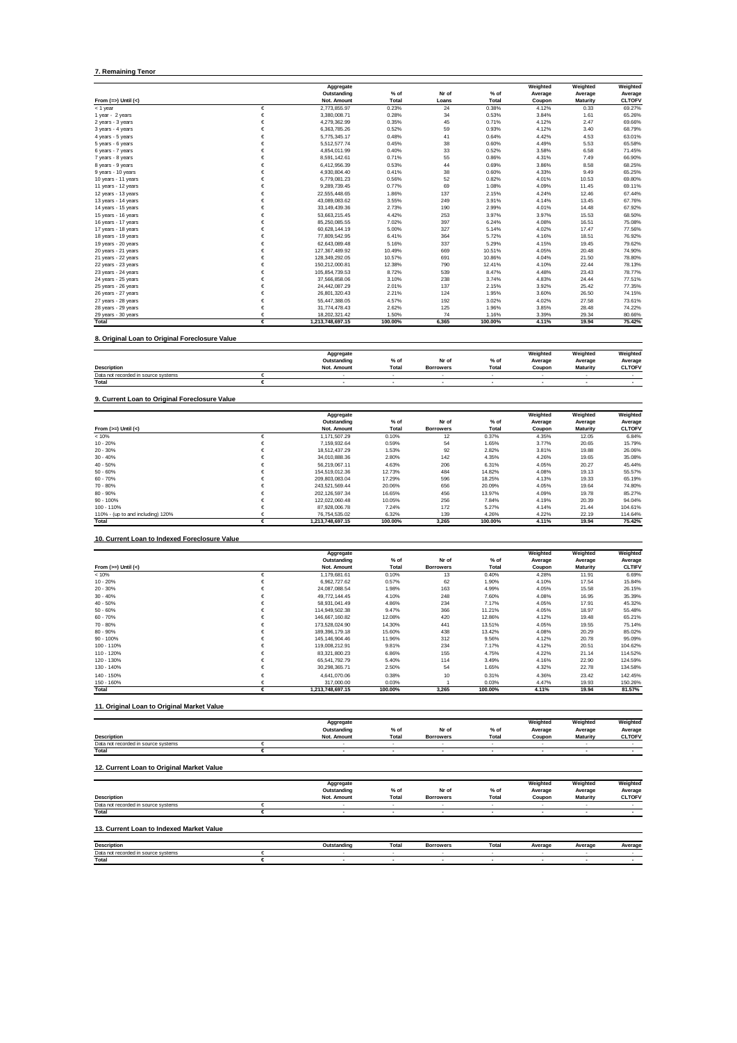## 7. Remaining Tenor

| From (=>) Until (<) | | Aggregate Outstanding Not. Amount | % of Total | Nr of Loans | % of Total | Weighted Average Coupon | Weighted Average Maturity | Weighted Average CLTOFV |
|---|---|---|---|---|---|---|---|---|
| < 1 year | € | 2,773,855.97 | 0.23% | 24 | 0.38% | 4.12% | 0.33 | 69.27% |
| 1 year - 2 years | € | 3,380,008.71 | 0.28% | 34 | 0.53% | 3.84% | 1.61 | 65.26% |
| 2 years - 3 years | € | 4,279,362.99 | 0.35% | 45 | 0.71% | 4.12% | 2.47 | 69.66% |
| 3 years - 4 years | € | 6,363,785.26 | 0.52% | 59 | 0.93% | 4.12% | 3.40 | 68.79% |
| 4 years - 5 years | € | 5,775,345.17 | 0.48% | 41 | 0.64% | 4.42% | 4.53 | 63.01% |
| 5 years - 6 years | € | 5,512,577.74 | 0.45% | 38 | 0.60% | 4.49% | 5.53 | 65.58% |
| 6 years - 7 years | € | 4,854,011.99 | 0.40% | 33 | 0.52% | 3.58% | 6.58 | 71.45% |
| 7 years - 8 years | € | 8,591,142.61 | 0.71% | 55 | 0.86% | 4.31% | 7.49 | 66.90% |
| 8 years - 9 years | € | 6,412,956.39 | 0.53% | 44 | 0.69% | 3.86% | 8.58 | 68.25% |
| 9 years - 10 years | € | 4,930,804.40 | 0.41% | 38 | 0.60% | 4.33% | 9.49 | 65.25% |
| 10 years - 11 years | € | 6,779,081.23 | 0.56% | 52 | 0.82% | 4.01% | 10.53 | 69.80% |
| 11 years - 12 years | € | 9,289,739.45 | 0.77% | 69 | 1.08% | 4.09% | 11.45 | 69.11% |
| 12 years - 13 years | € | 22,555,448.65 | 1.86% | 137 | 2.15% | 4.24% | 12.46 | 67.44% |
| 13 years - 14 years | € | 43,089,083.62 | 3.55% | 249 | 3.91% | 4.14% | 13.45 | 67.76% |
| 14 years - 15 years | € | 33,149,439.36 | 2.73% | 190 | 2.99% | 4.01% | 14.48 | 67.92% |
| 15 years - 16 years | € | 53,663,215.45 | 4.42% | 253 | 3.97% | 3.97% | 15.53 | 68.50% |
| 16 years - 17 years | € | 85,250,085.55 | 7.02% | 397 | 6.24% | 4.08% | 16.51 | 75.08% |
| 17 years - 18 years | € | 60,628,144.19 | 5.00% | 327 | 5.14% | 4.02% | 17.47 | 77.56% |
| 18 years - 19 years | € | 77,809,542.95 | 6.41% | 364 | 5.72% | 4.16% | 18.51 | 76.92% |
| 19 years - 20 years | € | 62,643,089.48 | 5.16% | 337 | 5.29% | 4.15% | 19.45 | 79.62% |
| 20 years - 21 years | € | 127,367,489.92 | 10.49% | 669 | 10.51% | 4.05% | 20.48 | 74.90% |
| 21 years - 22 years | € | 128,349,292.05 | 10.57% | 691 | 10.86% | 4.04% | 21.50 | 78.80% |
| 22 years - 23 years | € | 150,212,000.81 | 12.38% | 790 | 12.41% | 4.10% | 22.44 | 78.13% |
| 23 years - 24 years | € | 105,854,739.53 | 8.72% | 539 | 8.47% | 4.48% | 23.43 | 78.77% |
| 24 years - 25 years | € | 37,566,858.06 | 3.10% | 238 | 3.74% | 4.83% | 24.44 | 77.51% |
| 25 years - 26 years | € | 24,442,087.29 | 2.01% | 137 | 2.15% | 3.92% | 25.42 | 77.35% |
| 26 years - 27 years | € | 26,801,320.43 | 2.21% | 124 | 1.95% | 3.60% | 26.50 | 74.15% |
| 27 years - 28 years | € | 55,447,388.05 | 4.57% | 192 | 3.02% | 4.02% | 27.58 | 73.61% |
| 28 years - 29 years | € | 31,774,478.43 | 2.62% | 125 | 1.96% | 3.85% | 28.48 | 74.22% |
| 29 years - 30 years | € | 18,202,321.42 | 1.50% | 74 | 1.16% | 3.39% | 29.34 | 80.66% |
| **Total** | **€** | **1,213,748,697.15** | **100.00%** | **6,365** | **100.00%** | **4.11%** | **19.94** | **75.42%** |

## 8. Original Loan to Original Foreclosure Value

| Description | | Aggregate Outstanding Not. Amount | % of Total | Nr of Borrowers | % of Total | Weighted Average Coupon | Weighted Average Maturity | Weighted Average CLTOFV |
|---|---|---|---|---|---|---|---|---|
| Data not recorded in source systems | € | - | - | - | - | - | - | - |
| **Total** | **€** | **-** | **-** | **-** | **-** | **-** | **-** | **-** |

## 9. Current Loan to Original Foreclosure Value

| From (>=) Until (<) | | Aggregate Outstanding Not. Amount | % of Total | Nr of Borrowers | % of Total | Weighted Average Coupon | Weighted Average Maturity | Weighted Average CLTOFV |
|---|---|---|---|---|---|---|---|---|
| < 10% | € | 1,171,507.29 | 0.10% | 12 | 0.37% | 4.35% | 12.05 | 6.84% |
| 10 - 20% | € | 7,159,932.64 | 0.59% | 54 | 1.65% | 3.77% | 20.65 | 15.79% |
| 20 - 30% | € | 18,512,437.29 | 1.53% | 92 | 2.82% | 3.81% | 19.88 | 26.06% |
| 30 - 40% | € | 34,010,888.36 | 2.80% | 142 | 4.35% | 4.26% | 19.65 | 35.08% |
| 40 - 50% | € | 56,219,067.11 | 4.63% | 206 | 6.31% | 4.05% | 20.27 | 45.44% |
| 50 - 60% | € | 154,519,012.36 | 12.73% | 484 | 14.82% | 4.08% | 19.13 | 55.57% |
| 60 - 70% | € | 209,803,083.04 | 17.29% | 596 | 18.25% | 4.13% | 19.33 | 65.19% |
| 70 - 80% | € | 243,521,569.44 | 20.06% | 656 | 20.09% | 4.05% | 19.64 | 74.80% |
| 80 - 90% | € | 202,126,597.34 | 16.65% | 456 | 13.97% | 4.09% | 19.78 | 85.27% |
| 90 - 100% | € | 122,022,060.48 | 10.05% | 256 | 7.84% | 4.19% | 20.39 | 94.04% |
| 100 - 110% | € | 87,928,006.78 | 7.24% | 172 | 5.27% | 4.14% | 21.44 | 104.61% |
| 110% - (up to and including) 120% | € | 76,754,535.02 | 6.32% | 139 | 4.26% | 4.22% | 22.19 | 114.64% |
| **Total** | **€** | **1,213,748,697.15** | **100.00%** | **3,265** | **100.00%** | **4.11%** | **19.94** | **75.42%** |

## 10. Current Loan to Indexed Foreclosure Value

| From (>=) Until (<) | | Aggregate Outstanding Not. Amount | % of Total | Nr of Borrowers | % of Total | Weighted Average Coupon | Weighted Average Maturity | Weighted Average CLTIFV |
|---|---|---|---|---|---|---|---|---|
| < 10% | € | 1,179,681.61 | 0.10% | 13 | 0.40% | 4.28% | 11.91 | 6.69% |
| 10 - 20% | € | 6,962,727.62 | 0.57% | 62 | 1.90% | 4.10% | 17.54 | 15.84% |
| 20 - 30% | € | 24,087,088.54 | 1.98% | 163 | 4.99% | 4.05% | 15.58 | 26.15% |
| 30 - 40% | € | 49,772,144.45 | 4.10% | 248 | 7.60% | 4.08% | 16.95 | 35.39% |
| 40 - 50% | € | 58,931,041.49 | 4.86% | 234 | 7.17% | 4.05% | 17.91 | 45.32% |
| 50 - 60% | € | 114,949,502.38 | 9.47% | 366 | 11.21% | 4.05% | 18.97 | 55.48% |
| 60 - 70% | € | 146,667,160.82 | 12.08% | 420 | 12.86% | 4.12% | 19.48 | 65.21% |
| 70 - 80% | € | 173,528,024.90 | 14.30% | 441 | 13.51% | 4.05% | 19.55 | 75.14% |
| 80 - 90% | € | 189,396,179.18 | 15.60% | 438 | 13.42% | 4.08% | 20.29 | 85.02% |
| 90 - 100% | € | 145,146,904.46 | 11.96% | 312 | 9.56% | 4.12% | 20.78 | 95.09% |
| 100 - 110% | € | 119,008,212.91 | 9.81% | 234 | 7.17% | 4.12% | 20.51 | 104.62% |
| 110 - 120% | € | 83,321,800.23 | 6.86% | 155 | 4.75% | 4.22% | 21.14 | 114.52% |
| 120 - 130% | € | 65,541,792.79 | 5.40% | 114 | 3.49% | 4.16% | 22.90 | 124.59% |
| 130 - 140% | € | 30,298,365.71 | 2.50% | 54 | 1.65% | 4.32% | 22.78 | 134.58% |
| 140 - 150% | € | 4,641,070.06 | 0.38% | 10 | 0.31% | 4.36% | 23.42 | 142.45% |
| 150 - 160% | € | 317,000.00 | 0.03% | 1 | 0.03% | 4.47% | 19.93 | 150.26% |
| **Total** | **€** | **1,213,748,697.15** | **100.00%** | **3,265** | **100.00%** | **4.11%** | **19.94** | **81.57%** |

## 11. Original Loan to Original Market Value

| Description | | Aggregate Outstanding Not. Amount | % of Total | Nr of Borrowers | % of Total | Weighted Average Coupon | Weighted Average Maturity | Weighted Average CLTOFV |
|---|---|---|---|---|---|---|---|---|
| Data not recorded in source systems | € | - | - | - | - | - | - | - |
| **Total** | **€** | **-** | **-** | **-** | **-** | **-** | **-** | **-** |

## 12. Current Loan to Original Market Value

| Description | | Aggregate Outstanding Not. Amount | % of Total | Nr of Borrowers | % of Total | Weighted Average Coupon | Weighted Average Maturity | Weighted Average CLTOFV |
|---|---|---|---|---|---|---|---|---|
| Data not recorded in source systems | € | - | - | - | - | - | - | - |
| **Total** | **€** | **-** | **-** | **-** | **-** | **-** | **-** | **-** |

## 13. Current Loan to Indexed Market Value

| Description | | Outstanding | Total | Borrowers | Total | Average | Average | Average |
|---|---|---|---|---|---|---|---|---|
| Data not recorded in source systems | € | - | - | - | - | - | - | - |
| **Total** | **€** | **-** | **-** | **-** | **-** | **-** | **-** | **-** |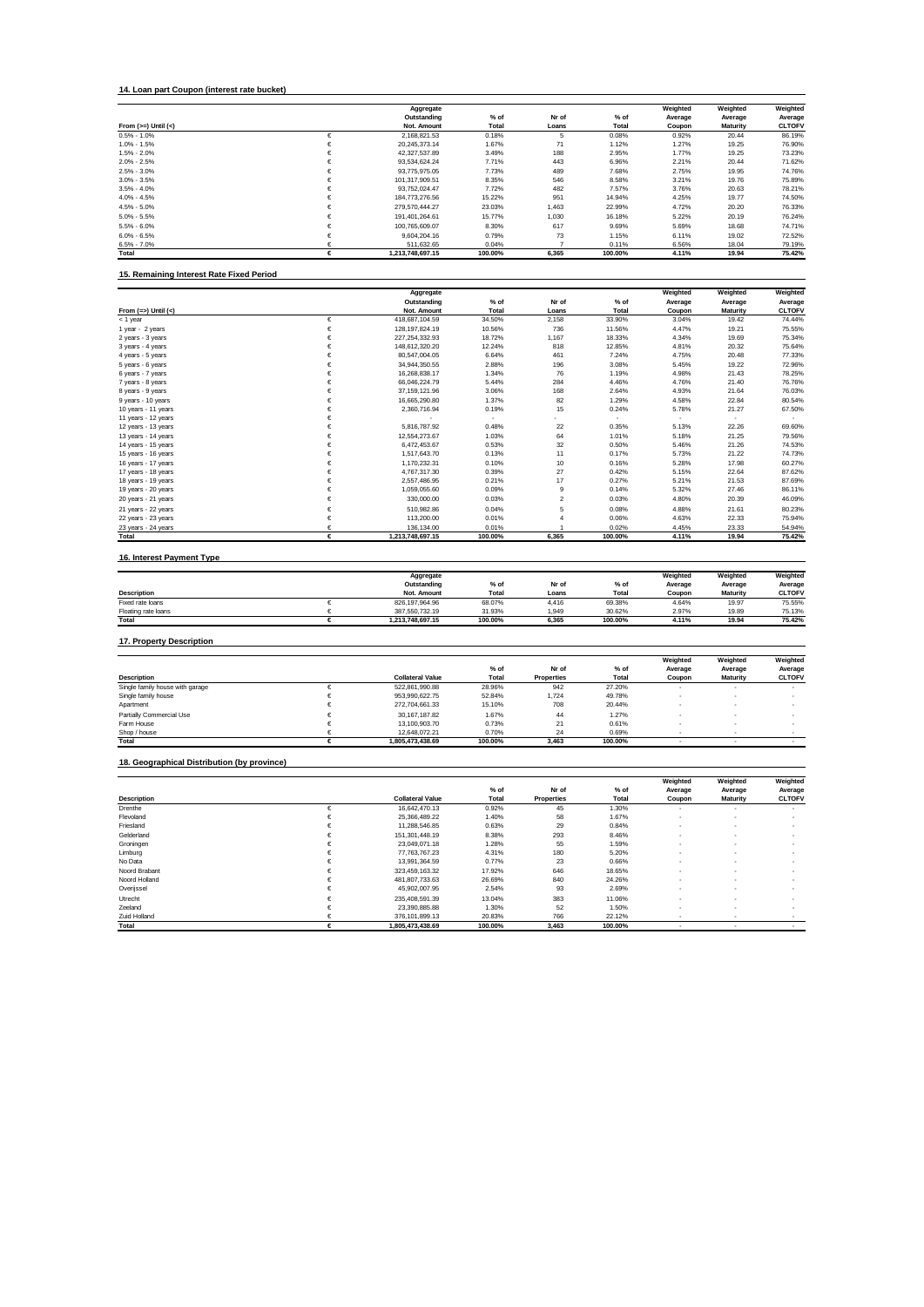## 14. Loan part Coupon (interest rate bucket)

| From (>=) Until (<) | | Aggregate Outstanding Not. Amount | % of Total | Nr of Loans | % of Total | Weighted Average Coupon | Weighted Average Maturity | Weighted Average CLTOFV |
|---|---|---|---|---|---|---|---|---|
| 0.5% - 1.0% | € | 2,168,821.53 | 0.18% | 5 | 0.08% | 0.92% | 20.44 | 86.19% |
| 1.0% - 1.5% | € | 20,245,373.14 | 1.67% | 71 | 1.12% | 1.27% | 19.25 | 76.90% |
| 1.5% - 2.0% | € | 42,327,537.89 | 3.49% | 188 | 2.95% | 1.77% | 19.25 | 73.23% |
| 2.0% - 2.5% | € | 93,534,624.24 | 7.71% | 443 | 6.96% | 2.21% | 20.44 | 71.62% |
| 2.5% - 3.0% | € | 93,775,975.05 | 7.73% | 489 | 7.68% | 2.75% | 19.95 | 74.76% |
| 3.0% - 3.5% | € | 101,317,909.51 | 8.35% | 546 | 8.58% | 3.21% | 19.76 | 75.89% |
| 3.5% - 4.0% | € | 93,752,024.47 | 7.72% | 482 | 7.57% | 3.76% | 20.63 | 78.21% |
| 4.0% - 4.5% | € | 184,773,276.56 | 15.22% | 951 | 14.94% | 4.25% | 19.77 | 74.50% |
| 4.5% - 5.0% | € | 279,570,444.27 | 23.03% | 1,463 | 22.99% | 4.72% | 20.20 | 76.33% |
| 5.0% - 5.5% | € | 191,401,264.61 | 15.77% | 1,030 | 16.18% | 5.22% | 20.19 | 76.24% |
| 5.5% - 6.0% | € | 100,765,609.07 | 8.30% | 617 | 9.69% | 5.69% | 18.68 | 74.71% |
| 6.0% - 6.5% | € | 9,604,204.16 | 0.79% | 73 | 1.15% | 6.11% | 19.02 | 72.52% |
| 6.5% - 7.0% | € | 511,632.65 | 0.04% | 7 | 0.11% | 6.56% | 18.04 | 79.19% |
| **Total** | **€** | **1,213,748,697.15** | **100.00%** | **6,365** | **100.00%** | **4.11%** | **19.94** | **75.42%** |

## 15. Remaining Interest Rate Fixed Period

| From (=>) Until (<) | | Aggregate Outstanding Not. Amount | % of Total | Nr of Loans | % of Total | Weighted Average Coupon | Weighted Average Maturity | Weighted Average CLTOFV |
|---|---|---|---|---|---|---|---|---|
| < 1 year | € | 418,687,104.59 | 34.50% | 2,158 | 33.90% | 3.04% | 19.42 | 74.44% |
| 1 year - 2 years | € | 128,197,824.19 | 10.56% | 736 | 11.56% | 4.47% | 19.21 | 75.55% |
| 2 years - 3 years | € | 227,254,332.93 | 18.72% | 1,167 | 18.33% | 4.34% | 19.69 | 75.34% |
| 3 years - 4 years | € | 148,612,320.20 | 12.24% | 818 | 12.85% | 4.81% | 20.32 | 75.64% |
| 4 years - 5 years | € | 80,547,004.05 | 6.64% | 461 | 7.24% | 4.75% | 20.48 | 77.33% |
| 5 years - 6 years | € | 34,944,350.55 | 2.88% | 196 | 3.08% | 5.45% | 19.22 | 72.96% |
| 6 years - 7 years | € | 16,268,838.17 | 1.34% | 76 | 1.19% | 4.98% | 21.43 | 78.25% |
| 7 years - 8 years | € | 66,046,224.79 | 5.44% | 284 | 4.46% | 4.76% | 21.40 | 76.76% |
| 8 years - 9 years | € | 37,159,121.96 | 3.06% | 168 | 2.64% | 4.93% | 21.64 | 76.03% |
| 9 years - 10 years | € | 16,665,290.80 | 1.37% | 82 | 1.29% | 4.58% | 22.84 | 80.54% |
| 10 years - 11 years | € | 2,360,716.94 | 0.19% | 15 | 0.24% | 5.78% | 21.27 | 67.50% |
| 11 years - 12 years | € | - | - | - | - | - | - | - |
| 12 years - 13 years | € | 5,816,787.92 | 0.48% | 22 | 0.35% | 5.13% | 22.26 | 69.60% |
| 13 years - 14 years | € | 12,554,273.67 | 1.03% | 64 | 1.01% | 5.18% | 21.25 | 79.56% |
| 14 years - 15 years | € | 6,472,453.67 | 0.53% | 32 | 0.50% | 5.46% | 21.26 | 74.53% |
| 15 years - 16 years | € | 1,517,643.70 | 0.13% | 11 | 0.17% | 5.73% | 21.22 | 74.73% |
| 16 years - 17 years | € | 1,170,232.31 | 0.10% | 10 | 0.16% | 5.28% | 17.98 | 60.27% |
| 17 years - 18 years | € | 4,767,317.30 | 0.39% | 27 | 0.42% | 5.15% | 22.64 | 87.62% |
| 18 years - 19 years | € | 2,557,486.95 | 0.21% | 17 | 0.27% | 5.21% | 21.53 | 87.69% |
| 19 years - 20 years | € | 1,059,055.60 | 0.09% | 9 | 0.14% | 5.32% | 27.46 | 86.11% |
| 20 years - 21 years | € | 330,000.00 | 0.03% | 2 | 0.03% | 4.80% | 20.39 | 46.09% |
| 21 years - 22 years | € | 510,982.86 | 0.04% | 5 | 0.08% | 4.88% | 21.61 | 80.23% |
| 22 years - 23 years | € | 113,200.00 | 0.01% | 4 | 0.06% | 4.63% | 22.33 | 75.94% |
| 23 years - 24 years | € | 136,134.00 | 0.01% | 1 | 0.02% | 4.45% | 23.33 | 54.94% |
| **Total** | **€** | **1,213,748,697.15** | **100.00%** | **6,365** | **100.00%** | **4.11%** | **19.94** | **75.42%** |

## 16. Interest Payment Type

| Description | | Aggregate Outstanding Not. Amount | % of Total | Nr of Loans | % of Total | Weighted Average Coupon | Weighted Average Maturity | Weighted Average CLTOFV |
|---|---|---|---|---|---|---|---|---|
| Fixed rate loans | € | 826,197,964.96 | 68.07% | 4,416 | 69.38% | 4.64% | 19.97 | 75.55% |
| Floating rate loans | € | 387,550,732.19 | 31.93% | 1,949 | 30.62% | 2.97% | 19.89 | 75.13% |
| **Total** | **€** | **1,213,748,697.15** | **100.00%** | **6,365** | **100.00%** | **4.11%** | **19.94** | **75.42%** |

## 17. Property Description

| Description | | Collateral Value | % of Total | Nr of Properties | % of Total | Weighted Average Coupon | Weighted Average Maturity | Weighted Average CLTOFV |
|---|---|---|---|---|---|---|---|---|
| Single family house with garage | € | 522,861,990.88 | 28.96% | 942 | 27.20% | - | - | - |
| Single family house | € | 953,990,622.75 | 52.84% | 1,724 | 49.78% | - | - | - |
| Apartment | € | 272,704,661.33 | 15.10% | 708 | 20.44% | - | - | - |
| Partially Commercial Use | € | 30,167,187.82 | 1.67% | 44 | 1.27% | - | - | - |
| Farm House | € | 13,100,903.70 | 0.73% | 21 | 0.61% | - | - | - |
| Shop / house | € | 12,648,072.21 | 0.70% | 24 | 0.69% | - | - | - |
| **Total** | **€** | **1,805,473,438.69** | **100.00%** | **3,463** | **100.00%** | **-** | **-** | **-** |

## 18. Geographical Distribution (by province)

| Description | | Collateral Value | % of Total | Nr of Properties | % of Total | Weighted Average Coupon | Weighted Average Maturity | Weighted Average CLTOFV |
|---|---|---|---|---|---|---|---|---|
| Drenthe | € | 16,642,470.13 | 0.92% | 45 | 1.30% | - | - | - |
| Flevoland | € | 25,366,489.22 | 1.40% | 58 | 1.67% | - | - | - |
| Friesland | € | 11,288,546.85 | 0.63% | 29 | 0.84% | - | - | - |
| Gelderland | € | 151,301,448.19 | 8.38% | 293 | 8.46% | - | - | - |
| Groningen | € | 23,049,071.18 | 1.28% | 55 | 1.59% | - | - | - |
| Limburg | € | 77,763,767.23 | 4.31% | 180 | 5.20% | - | - | - |
| No Data | € | 13,991,364.59 | 0.77% | 23 | 0.66% | - | - | - |
| Noord Brabant | € | 323,459,163.32 | 17.92% | 646 | 18.65% | - | - | - |
| Noord Holland | € | 481,807,733.63 | 26.69% | 840 | 24.26% | - | - | - |
| Overijssel | € | 45,902,007.95 | 2.54% | 93 | 2.69% | - | - | - |
| Utrecht | € | 235,408,591.39 | 13.04% | 383 | 11.06% | - | - | - |
| Zeeland | € | 23,390,885.88 | 1.30% | 52 | 1.50% | - | - | - |
| Zuid Holland | € | 376,101,899.13 | 20.83% | 766 | 22.12% | - | - | - |
| **Total** | **€** | **1,805,473,438.69** | **100.00%** | **3,463** | **100.00%** | **-** | **-** | **-** |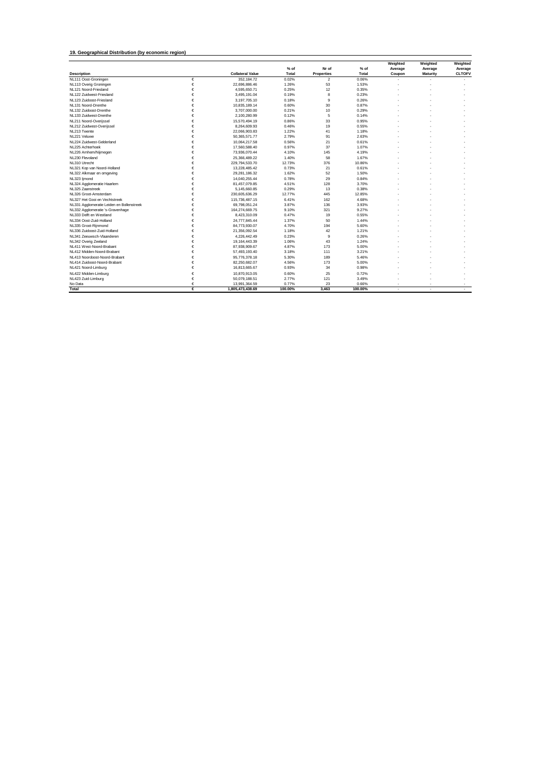## 19. Geographical Distribution (by economic region)

| Description | | Collateral Value | % of Total | Nr of Properties | % of Total | Weighted Average Coupon | Weighted Average Maturity | Weighted Average CLTOFV |
|---|---|---|---|---|---|---|---|---|
| NL111 Oost-Groningen | € | 352,184.72 | 0.02% | 2 | 0.06% | - | - | - |
| NL113 Overig Groningen | € | 22,696,886.46 | 1.26% | 53 | 1.53% | - | - | - |
| NL121 Noord-Friesland | € | 4,595,650.71 | 0.25% | 12 | 0.35% | - | - | - |
| NL122 Zuidwest-Friesland | € | 3,495,191.04 | 0.19% | 8 | 0.23% | - | - | - |
| NL123 Zuidoost-Friesland | € | 3,197,705.10 | 0.18% | 9 | 0.26% | - | - | - |
| NL131 Noord-Drenthe | € | 10,835,189.14 | 0.60% | 30 | 0.87% | - | - | - |
| NL132 Zuidoost-Drenthe | € | 3,707,000.00 | 0.21% | 10 | 0.29% | - | - | - |
| NL133 Zuidwest-Drenthe | € | 2,100,280.99 | 0.12% | 5 | 0.14% | - | - | - |
| NL211 Noord-Overijssel | € | 15,570,494.19 | 0.86% | 33 | 0.95% | - | - | - |
| NL212 Zuidwest-Overijssel | € | 8,264,609.93 | 0.46% | 19 | 0.55% | - | - | - |
| NL213 Twente | € | 22,066,903.83 | 1.22% | 41 | 1.18% | - | - | - |
| NL221 Veluwe | € | 50,365,571.77 | 2.79% | 91 | 2.63% | - | - | - |
| NL224 Zuidwest-Gelderland | € | 10,064,217.58 | 0.56% | 21 | 0.61% | - | - | - |
| NL225 Achterhoek | € | 17,560,588.40 | 0.97% | 37 | 1.07% | - | - | - |
| NL226 Arnhem/Nijmegen | € | 73,936,070.44 | 4.10% | 145 | 4.19% | - | - | - |
| NL230 Flevoland | € | 25,366,489.22 | 1.40% | 58 | 1.67% | - | - | - |
| NL310 Utrecht | € | 229,794,533.70 | 12.73% | 376 | 10.86% | - | - | - |
| NL321 Kop van Noord-Holland | € | 13,228,485.42 | 0.73% | 21 | 0.61% | - | - | - |
| NL322 Alkmaar en omgeving | € | 29,281,186.32 | 1.62% | 52 | 1.50% | - | - | - |
| NL323 Ijmond | € | 14,040,255.44 | 0.78% | 29 | 0.84% | - | - | - |
| NL324 Agglomeratie Haarlem | € | 81,457,079.85 | 4.51% | 128 | 3.70% | - | - | - |
| NL325 Zaanstreek | € | 5,145,660.85 | 0.29% | 13 | 0.38% | - | - | - |
| NL326 Groot-Amsterdam | € | 230,605,636.29 | 12.77% | 445 | 12.85% | - | - | - |
| NL327 Het Gooi en Vechtstreek | € | 115,736,487.15 | 6.41% | 162 | 4.68% | - | - | - |
| NL331 Agglomeratie Leiden en Bollenstreek | € | 69,798,051.24 | 3.87% | 136 | 3.93% | - | - | - |
| NL332 Agglomeratie 's-Gravenhage | € | 164,274,669.75 | 9.10% | 321 | 9.27% | - | - | - |
| NL333 Delft en Westland | € | 8,423,310.09 | 0.47% | 19 | 0.55% | - | - | - |
| NL334 Oost-Zuid-Holland | € | 24,777,845.44 | 1.37% | 50 | 1.44% | - | - | - |
| NL335 Groot-Rijnmond | € | 84,773,930.07 | 4.70% | 194 | 5.60% | - | - | - |
| NL336 Zuidoost-Zuid-Holland | € | 21,356,092.54 | 1.18% | 42 | 1.21% | - | - | - |
| NL341 Zeeuwsch-Vlaanderen | € | 4,226,442.49 | 0.23% | 9 | 0.26% | - | - | - |
| NL342 Overig Zeeland | € | 19,164,443.39 | 1.06% | 43 | 1.24% | - | - | - |
| NL411 West-Noord-Brabant | € | 87,938,909.67 | 4.87% | 173 | 5.00% | - | - | - |
| NL412 Midden-Noord-Brabant | € | 57,493,193.40 | 3.18% | 111 | 3.21% | - | - | - |
| NL413 Noordoost-Noord-Brabant | € | 95,776,378.18 | 5.30% | 189 | 5.46% | - | - | - |
| NL414 Zuidoost-Noord-Brabant | € | 82,250,682.07 | 4.56% | 173 | 5.00% | - | - | - |
| NL421 Noord-Limburg | € | 16,813,665.67 | 0.93% | 34 | 0.98% | - | - | - |
| NL422 Midden-Limburg | € | 10,870,913.05 | 0.60% | 25 | 0.72% | - | - | - |
| NL423 Zuid-Limburg | € | 50,079,188.51 | 2.77% | 121 | 3.49% | - | - | - |
| No Data | € | 13,991,364.59 | 0.77% | 23 | 0.66% | - | - | - |
| **Total** | **€** | **1,805,473,438.69** | **100.00%** | **3,463** | **100.00%** | - | - | - |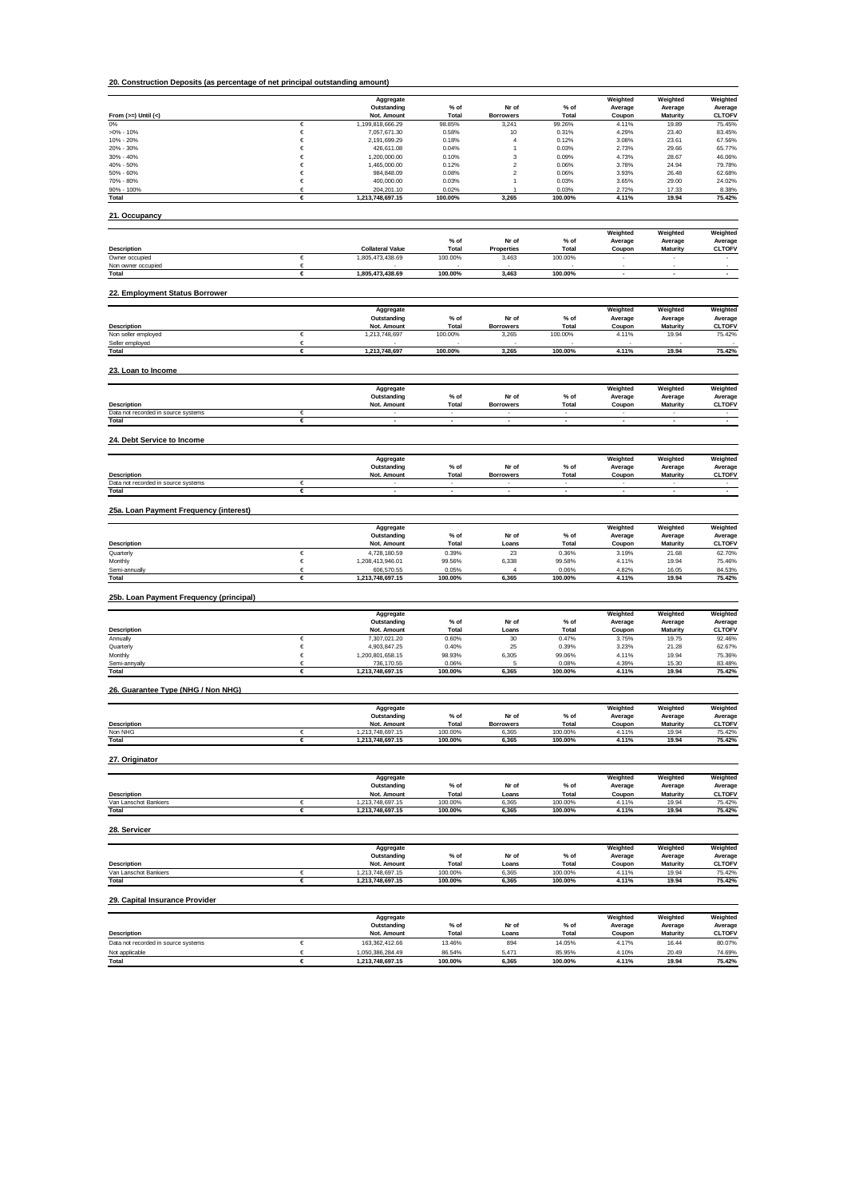## 20. Construction Deposits (as percentage of net principal outstanding amount)

| From (>=) Until (<) | | Aggregate Outstanding Not. Amount | % of Total | Nr of Borrowers | % of Total | Weighted Average Coupon | Weighted Average Maturity | Weighted Average CLTOFV |
|---|---|---|---|---|---|---|---|---|
| 0% | € | 1,199,818,666.29 | 98.85% | 3,241 | 99.26% | 4.11% | 19.89 | 75.45% |
| >0% - 10% | € | 7,057,671.30 | 0.58% | 10 | 0.31% | 4.29% | 23.40 | 83.45% |
| 10% - 20% | € | 2,191,699.29 | 0.18% | 4 | 0.12% | 3.08% | 23.61 | 67.56% |
| 20% - 30% | € | 426,611.08 | 0.04% | 1 | 0.03% | 2.73% | 29.66 | 65.77% |
| 30% - 40% | € | 1,200,000.00 | 0.10% | 3 | 0.09% | 4.73% | 28.67 | 46.06% |
| 40% - 50% | € | 1,465,000.00 | 0.12% | 2 | 0.06% | 3.78% | 24.94 | 79.78% |
| 50% - 60% | € | 984,848.09 | 0.08% | 2 | 0.06% | 3.93% | 26.48 | 62.68% |
| 70% - 80% | € | 400,000.00 | 0.03% | 1 | 0.03% | 3.65% | 29.00 | 24.02% |
| 90% - 100% | € | 204,201.10 | 0.02% | 1 | 0.03% | 2.72% | 17.33 | 8.38% |
| **Total** | **€** | **1,213,748,697.15** | **100.00%** | **3,265** | **100.00%** | **4.11%** | **19.94** | **75.42%** |

## 21. Occupancy

| Description | | Collateral Value | % of Total | Nr of Properties | % of Total | Weighted Average Coupon | Weighted Average Maturity | Weighted Average CLTOFV |
|---|---|---|---|---|---|---|---|---|
| Owner occupied | € | 1,805,473,438.69 | 100.00% | 3,463 | 100.00% | - | - | - |
| Non owner occupied | € | - | - | - | - | - | - | - |
| **Total** | **€** | **1,805,473,438.69** | **100.00%** | **3,463** | **100.00%** | **-** | **-** | **-** |

## 22. Employment Status Borrower

| Description | | Aggregate Outstanding Not. Amount | % of Total | Nr of Borrowers | % of Total | Weighted Average Coupon | Weighted Average Maturity | Weighted Average CLTOFV |
|---|---|---|---|---|---|---|---|---|
| Non seller employed | € | 1,213,748,697 | 100.00% | 3,265 | 100.00% | 4.11% | 19.94 | 75.42% |
| Seller employed | € | - | - | - | - | - | - | - |
| **Total** | **€** | **1,213,748,697** | **100.00%** | **3,265** | **100.00%** | **4.11%** | **19.94** | **75.42%** |

## 23. Loan to Income

| Description | | Aggregate Outstanding Not. Amount | % of Total | Nr of Borrowers | % of Total | Weighted Average Coupon | Weighted Average Maturity | Weighted Average CLTOFV |
|---|---|---|---|---|---|---|---|---|
| Data not recorded in source systems | € | - | - | - | - | - | - | - |
| **Total** | **€** | **-** | **-** | **-** | **-** | **-** | **-** | **-** |

## 24. Debt Service to Income

| Description | | Aggregate Outstanding Not. Amount | % of Total | Nr of Borrowers | % of Total | Weighted Average Coupon | Weighted Average Maturity | Weighted Average CLTOFV |
|---|---|---|---|---|---|---|---|---|
| Data not recorded in source systems | € | - | - | - | - | - | - | - |
| **Total** | **€** | **-** | **-** | **-** | **-** | **-** | **-** | **-** |

## 25a. Loan Payment Frequency (interest)

| Description | | Aggregate Outstanding Not. Amount | % of Total | Nr of Loans | % of Total | Weighted Average Coupon | Weighted Average Maturity | Weighted Average CLTOFV |
|---|---|---|---|---|---|---|---|---|
| Quarterly | € | 4,728,180.59 | 0.39% | 23 | 0.36% | 3.19% | 21.68 | 62.70% |
| Monthly | € | 1,208,413,946.01 | 99.56% | 6,338 | 99.58% | 4.11% | 19.94 | 75.46% |
| Semi-annually | € | 606,570.55 | 0.05% | 4 | 0.06% | 4.82% | 16.05 | 84.53% |
| **Total** | **€** | **1,213,748,697.15** | **100.00%** | **6,365** | **100.00%** | **4.11%** | **19.94** | **75.42%** |

## 25b. Loan Payment Frequency (principal)

| Description | | Aggregate Outstanding Not. Amount | % of Total | Nr of Loans | % of Total | Weighted Average Coupon | Weighted Average Maturity | Weighted Average CLTOFV |
|---|---|---|---|---|---|---|---|---|
| Annually | € | 7,307,021.20 | 0.60% | 30 | 0.47% | 3.75% | 19.75 | 92.46% |
| Quarterly | € | 4,903,847.25 | 0.40% | 25 | 0.39% | 3.23% | 21.28 | 62.67% |
| Monthly | € | 1,200,801,658.15 | 98.93% | 6,305 | 99.06% | 4.11% | 19.94 | 75.36% |
| Semi-annually | € | 736,170.55 | 0.06% | 5 | 0.08% | 4.39% | 15.30 | 83.48% |
| **Total** | **€** | **1,213,748,697.15** | **100.00%** | **6,365** | **100.00%** | **4.11%** | **19.94** | **75.42%** |

## 26. Guarantee Type (NHG / Non NHG)

| Description | | Aggregate Outstanding Not. Amount | % of Total | Nr of Borrowers | % of Total | Weighted Average Coupon | Weighted Average Maturity | Weighted Average CLTOFV |
|---|---|---|---|---|---|---|---|---|
| Non NHG | € | 1,213,748,697.15 | 100.00% | 6,365 | 100.00% | 4.11% | 19.94 | 75.42% |
| **Total** | **€** | **1,213,748,697.15** | **100.00%** | **6,365** | **100.00%** | **4.11%** | **19.94** | **75.42%** |

## 27. Originator

| Description | | Aggregate Outstanding Not. Amount | % of Total | Nr of Loans | % of Total | Weighted Average Coupon | Weighted Average Maturity | Weighted Average CLTOFV |
|---|---|---|---|---|---|---|---|---|
| Van Lanschot Bankiers | € | 1,213,748,697.15 | 100.00% | 6,365 | 100.00% | 4.11% | 19.94 | 75.42% |
| **Total** | **€** | **1,213,748,697.15** | **100.00%** | **6,365** | **100.00%** | **4.11%** | **19.94** | **75.42%** |

## 28. Servicer

| Description | | Aggregate Outstanding Not. Amount | % of Total | Nr of Loans | % of Total | Weighted Average Coupon | Weighted Average Maturity | Weighted Average CLTOFV |
|---|---|---|---|---|---|---|---|---|
| Van Lanschot Bankiers | € | 1,213,748,697.15 | 100.00% | 6,365 | 100.00% | 4.11% | 19.94 | 75.42% |
| **Total** | **€** | **1,213,748,697.15** | **100.00%** | **6,365** | **100.00%** | **4.11%** | **19.94** | **75.42%** |

## 29. Capital Insurance Provider

| Description | | Aggregate Outstanding Not. Amount | % of Total | Nr of Loans | % of Total | Weighted Average Coupon | Weighted Average Maturity | Weighted Average CLTOFV |
|---|---|---|---|---|---|---|---|---|
| Data not recorded in source systems | € | 163,362,412.66 | 13.46% | 894 | 14.05% | 4.17% | 16.44 | 80.07% |
| Not applicable | € | 1,050,386,284.49 | 86.54% | 5,471 | 85.95% | 4.10% | 20.49 | 74.69% |
| **Total** | **€** | **1,213,748,697.15** | **100.00%** | **6,365** | **100.00%** | **4.11%** | **19.94** | **75.42%** |